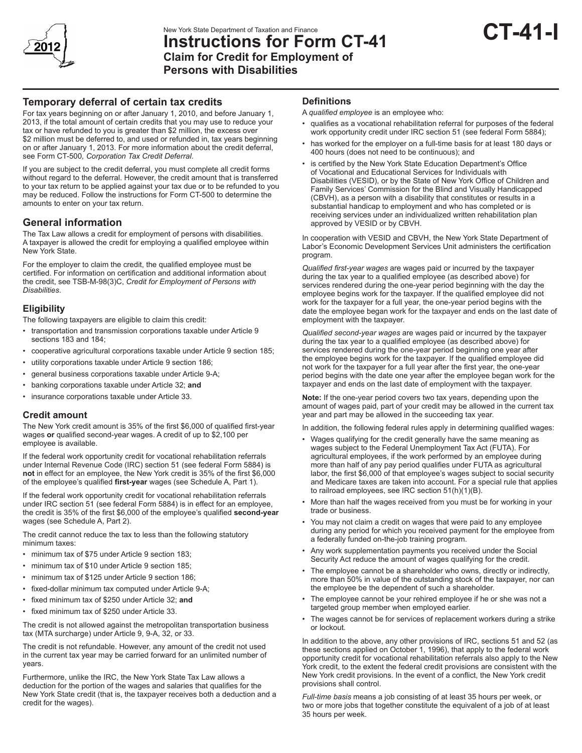New York State Department of Taxation and Finance

# Instructions for Form CT-41

## Claim for Credit for Employment of Persons with Disabilities

**CT-41-I**

2012

## Temporary deferral of certain tax credits

For tax years beginning on or after January 1, 2010, and before January 1, 2013, if the total amount of certain credits that you may use to reduce your tax or have refunded to you is greater than $2 million, the excess over $2 million must be deferred to, and used or refunded in, tax years beginning on or after January 1, 2013. For more information about the credit deferral, see Form CT-500*, Corporation Tax Credit Deferral.*

If you are subject to the credit deferral, you must complete all credit forms without regard to the deferral. However, the credit amount that is transferred to your tax return to be applied against your tax due or to be refunded to you may be reduced. Follow the instructions for Form CT-500 to determine the amounts to enter on your tax return.

## General information

The Tax Law allows a credit for employment of persons with disabilities. A taxpayer is allowed the credit for employing a qualified employee within New York State.

For the employer to claim the credit, the qualified employee must be certified. For information on certification and additional information about the credit, see TSB-M-98(3)C, *Credit for Employment of Persons with Disabilities*.

### Eligibility

The following taxpayers are eligible to claim this credit:

- transportation and transmission corporations taxable under Article 9 sections 183 and 184;
- cooperative agricultural corporations taxable under Article 9 section 185;
- utility corporations taxable under Article 9 section 186;
- general business corporations taxable under Article 9-A;
- banking corporations taxable under Article 32; **and**
- insurance corporations taxable under Article 33.

### Credit amount

The New York credit amount is 35% of the first $6,000 of qualified first-year wages **or** qualified second-year wages. A credit of up to $2,100 per employee is available.

If the federal work opportunity credit for vocational rehabilitation referrals under Internal Revenue Code (IRC) section 51 (see federal Form 5884) is **not** in effect for an employee, the New York credit is 35% of the first $6,000 of the employee's qualified **first-year** wages (see Schedule A, Part 1).

If the federal work opportunity credit for vocational rehabilitation referrals under IRC section 51 (see federal Form 5884) is in effect for an employee, the credit is 35% of the first $6,000 of the employee's qualified **second-year** wages (see Schedule A, Part 2).

The credit cannot reduce the tax to less than the following statutory minimum taxes:

- minimum tax of $75 under Article 9 section 183;
- minimum tax of $10 under Article 9 section 185;
- minimum tax of $125 under Article 9 section 186;
- fixed-dollar minimum tax computed under Article 9-A;
- fixed minimum tax of $250 under Article 32; **and**
- fixed minimum tax of $250 under Article 33.

The credit is not allowed against the metropolitan transportation business tax (MTA surcharge) under Article 9, 9-A, 32, or 33.

The credit is not refundable. However, any amount of the credit not used in the current tax year may be carried forward for an unlimited number of years.

Furthermore, unlike the IRC, the New York State Tax Law allows a deduction for the portion of the wages and salaries that qualifies for the New York State credit (that is, the taxpayer receives both a deduction and a credit for the wages).

### Definitions

A *qualified employee* is an employee who:

- qualifies as a vocational rehabilitation referral for purposes of the federal work opportunity credit under IRC section 51 (see federal Form 5884);
- has worked for the employer on a full-time basis for at least 180 days or 400 hours (does not need to be continuous); and
- is certified by the New York State Education Department's Office of Vocational and Educational Services for Individuals with Disabilities (VESID), or by the State of New York Office of Children and Family Services' Commission for the Blind and Visually Handicapped (CBVH), as a person with a disability that constitutes or results in a substantial handicap to employment and who has completed or is receiving services under an individualized written rehabilitation plan approved by VESID or by CBVH.

In cooperation with VESID and CBVH, the New York State Department of Labor's Economic Development Services Unit administers the certification program.

*Qualified first-year wages* are wages paid or incurred by the taxpayer during the tax year to a qualified employee (as described above) for services rendered during the one-year period beginning with the day the employee begins work for the taxpayer. If the qualified employee did not work for the taxpayer for a full year, the one-year period begins with the date the employee began work for the taxpayer and ends on the last date of employment with the taxpayer.

*Qualified second-year wages* are wages paid or incurred by the taxpayer during the tax year to a qualified employee (as described above) for services rendered during the one-year period beginning one year after the employee begins work for the taxpayer. If the qualified employee did not work for the taxpayer for a full year after the first year, the one-year period begins with the date one year after the employee began work for the taxpayer and ends on the last date of employment with the taxpayer.

**Note:** If the one-year period covers two tax years, depending upon the amount of wages paid, part of your credit may be allowed in the current tax year and part may be allowed in the succeeding tax year.

In addition, the following federal rules apply in determining qualified wages:

- Wages qualifying for the credit generally have the same meaning as wages subject to the Federal Unemployment Tax Act (FUTA). For agricultural employees, if the work performed by an employee during more than half of any pay period qualifies under FUTA as agricultural labor, the first $6,000 of that employee's wages subject to social security and Medicare taxes are taken into account. For a special rule that applies to railroad employees, see IRC section 51(h)(1)(B).
- More than half the wages received from you must be for working in your trade or business.
- You may not claim a credit on wages that were paid to any employee during any period for which you received payment for the employee from a federally funded on-the-job training program.
- Any work supplementation payments you received under the Social Security Act reduce the amount of wages qualifying for the credit.
- The employee cannot be a shareholder who owns, directly or indirectly, more than 50% in value of the outstanding stock of the taxpayer, nor can the employee be the dependent of such a shareholder.
- The employee cannot be your rehired employee if he or she was not a targeted group member when employed earlier.
- The wages cannot be for services of replacement workers during a strike or lockout.

In addition to the above, any other provisions of IRC, sections 51 and 52 (as these sections applied on October 1, 1996), that apply to the federal work opportunity credit for vocational rehabilitation referrals also apply to the New York credit, to the extent the federal credit provisions are consistent with the New York credit provisions. In the event of a conflict, the New York credit provisions shall control.

*Full-time basis* means a job consisting of at least 35 hours per week, or two or more jobs that together constitute the equivalent of a job of at least 35 hours per week.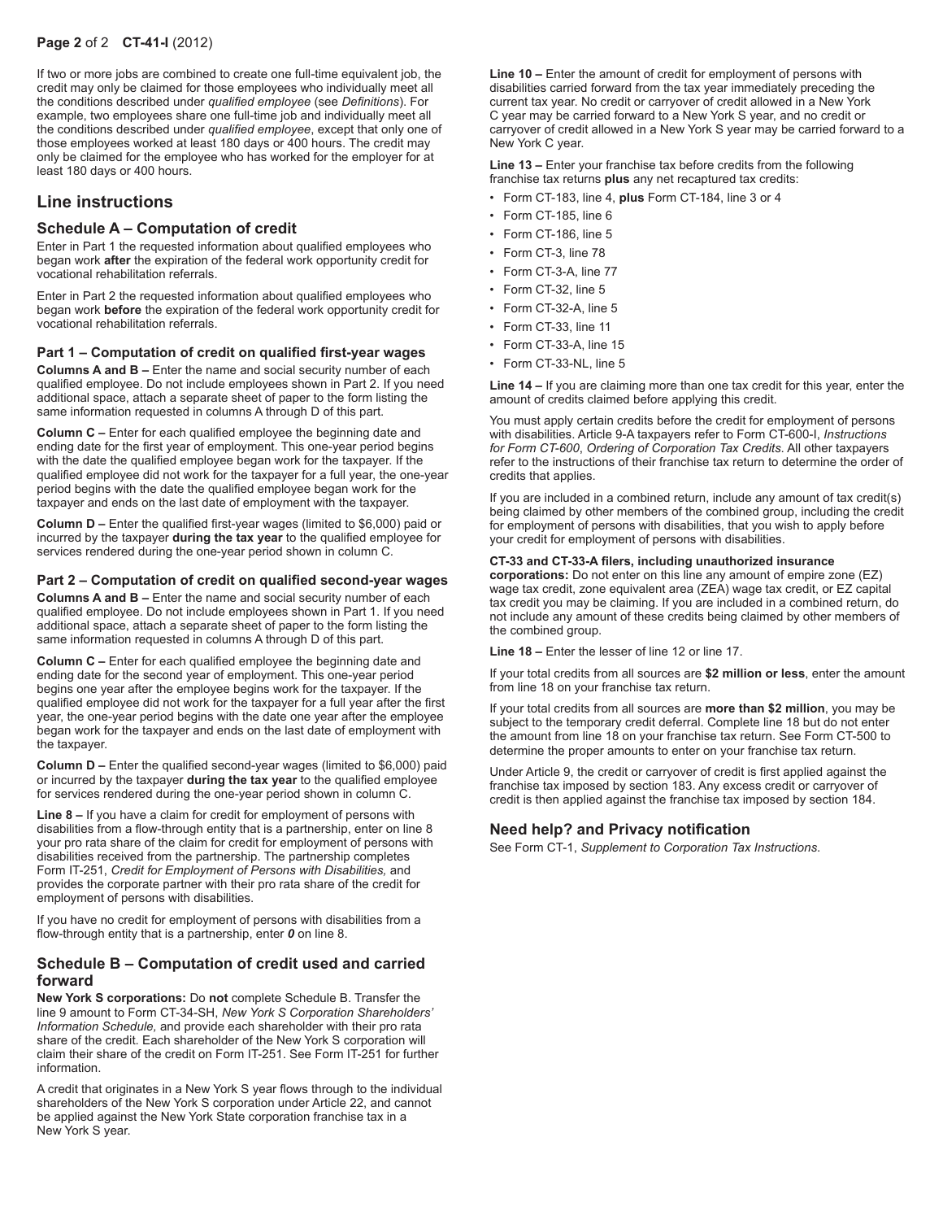If two or more jobs are combined to create one full-time equivalent job, the credit may only be claimed for those employees who individually meet all the conditions described under *qualified employee* (see *Definitions*). For example, two employees share one full-time job and individually meet all the conditions described under *qualified employee*, except that only one of those employees worked at least 180 days or 400 hours. The credit may only be claimed for the employee who has worked for the employer for at least 180 days or 400 hours.

## Line instructions

### Schedule A – Computation of credit

Enter in Part 1 the requested information about qualified employees who began work **after** the expiration of the federal work opportunity credit for vocational rehabilitation referrals.

Enter in Part 2 the requested information about qualified employees who began work **before** the expiration of the federal work opportunity credit for vocational rehabilitation referrals.

#### Part 1 – Computation of credit on qualified first-year wages

**Columns A and B –** Enter the name and social security number of each qualified employee. Do not include employees shown in Part 2. If you need additional space, attach a separate sheet of paper to the form listing the same information requested in columns A through D of this part.

**Column C –** Enter for each qualified employee the beginning date and ending date for the first year of employment. This one-year period begins with the date the qualified employee began work for the taxpayer. If the qualified employee did not work for the taxpayer for a full year, the one-year period begins with the date the qualified employee began work for the taxpayer and ends on the last date of employment with the taxpayer.

**Column D –** Enter the qualified first-year wages (limited to $6,000) paid or incurred by the taxpayer **during the tax year** to the qualified employee for services rendered during the one-year period shown in column C.

#### Part 2 – Computation of credit on qualified second-year wages

**Columns A and B –** Enter the name and social security number of each qualified employee. Do not include employees shown in Part 1. If you need additional space, attach a separate sheet of paper to the form listing the same information requested in columns A through D of this part.

**Column C –** Enter for each qualified employee the beginning date and ending date for the second year of employment. This one-year period begins one year after the employee begins work for the taxpayer. If the qualified employee did not work for the taxpayer for a full year after the first year, the one-year period begins with the date one year after the employee began work for the taxpayer and ends on the last date of employment with the taxpayer.

**Column D –** Enter the qualified second-year wages (limited to $6,000) paid or incurred by the taxpayer **during the tax year** to the qualified employee for services rendered during the one-year period shown in column C.

**Line 8 –** If you have a claim for credit for employment of persons with disabilities from a flow-through entity that is a partnership, enter on line 8 your pro rata share of the claim for credit for employment of persons with disabilities received from the partnership. The partnership completes Form IT-251, *Credit for Employment of Persons with Disabilities,* and provides the corporate partner with their pro rata share of the credit for employment of persons with disabilities.

If you have no credit for employment of persons with disabilities from a flow-through entity that is a partnership, enter ***0*** on line 8.

### Schedule B – Computation of credit used and carried forward

**New York S corporations:** Do **not** complete Schedule B. Transfer the line 9 amount to Form CT-34-SH, *New York S Corporation Shareholders' Information Schedule,* and provide each shareholder with their pro rata share of the credit. Each shareholder of the New York S corporation will claim their share of the credit on Form IT-251. See Form IT-251 for further information.

A credit that originates in a New York S year flows through to the individual shareholders of the New York S corporation under Article 22, and cannot be applied against the New York State corporation franchise tax in a New York S year.

**Line 10 –** Enter the amount of credit for employment of persons with disabilities carried forward from the tax year immediately preceding the current tax year. No credit or carryover of credit allowed in a New York C year may be carried forward to a New York S year, and no credit or carryover of credit allowed in a New York S year may be carried forward to a New York C year.

**Line 13 –** Enter your franchise tax before credits from the following franchise tax returns **plus** any net recaptured tax credits:

- Form CT-183, line 4, **plus** Form CT-184, line 3 or 4
- Form CT-185, line 6
- Form CT-186, line 5
- Form CT-3, line 78
- Form CT-3-A, line 77
- Form CT-32, line 5
- Form CT-32-A, line 5
- Form CT-33, line 11
- Form CT-33-A, line 15
- Form CT-33-NL, line 5

**Line 14 –** If you are claiming more than one tax credit for this year, enter the amount of credits claimed before applying this credit.

You must apply certain credits before the credit for employment of persons with disabilities. Article 9-A taxpayers refer to Form CT-600-I, *Instructions for Form CT-600*, *Ordering of Corporation Tax Credits*. All other taxpayers refer to the instructions of their franchise tax return to determine the order of credits that applies.

If you are included in a combined return, include any amount of tax credit(s) being claimed by other members of the combined group, including the credit for employment of persons with disabilities, that you wish to apply before your credit for employment of persons with disabilities.

**CT-33 and CT-33-A filers, including unauthorized insurance corporations:** Do not enter on this line any amount of empire zone (EZ) wage tax credit, zone equivalent area (ZEA) wage tax credit, or EZ capital tax credit you may be claiming. If you are included in a combined return, do not include any amount of these credits being claimed by other members of the combined group.

**Line 18 –** Enter the lesser of line 12 or line 17.

If your total credits from all sources are **$2 million or less**, enter the amount from line 18 on your franchise tax return.

If your total credits from all sources are **more than $2 million**, you may be subject to the temporary credit deferral. Complete line 18 but do not enter the amount from line 18 on your franchise tax return. See Form CT-500 to determine the proper amounts to enter on your franchise tax return.

Under Article 9, the credit or carryover of credit is first applied against the franchise tax imposed by section 183. Any excess credit or carryover of credit is then applied against the franchise tax imposed by section 184.

## Need help? and Privacy notification

See Form CT-1, *Supplement to Corporation Tax Instructions*.